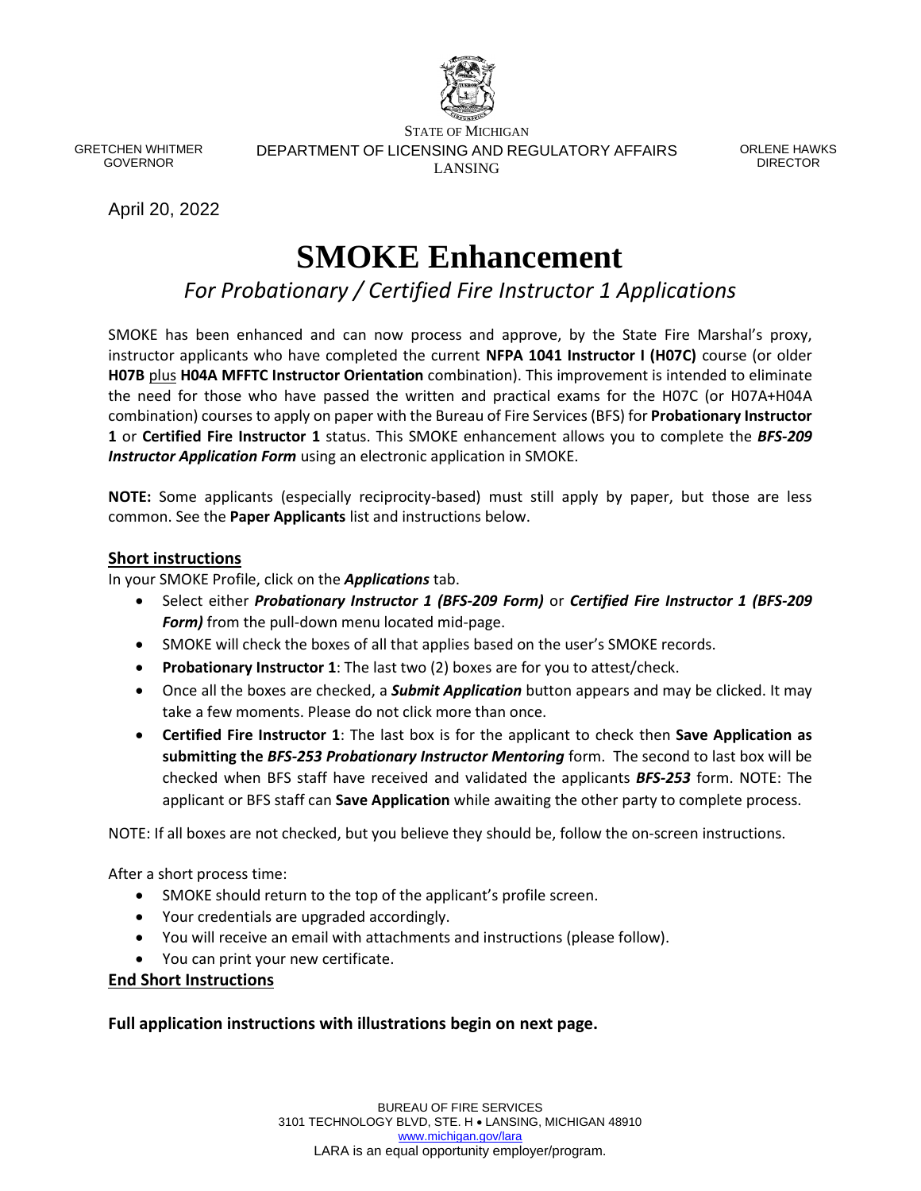GRETCHEN WHITMER
GOVERNOR

STATE OF MICHIGAN
DEPARTMENT OF LICENSING AND REGULATORY AFFAIRS
LANSING

ORLENE HAWKS
DIRECTOR

April 20, 2022

# SMOKE Enhancement

## *For Probationary / Certified Fire Instructor 1 Applications*

SMOKE has been enhanced and can now process and approve, by the State Fire Marshal's proxy, instructor applicants who have completed the current **NFPA 1041 Instructor I (H07C)** course (or older **H07B** plus **H04A MFFTC Instructor Orientation** combination). This improvement is intended to eliminate the need for those who have passed the written and practical exams for the H07C (or H07A+H04A combination) courses to apply on paper with the Bureau of Fire Services (BFS) for **Probationary Instructor 1** or **Certified Fire Instructor 1** status. This SMOKE enhancement allows you to complete the ***BFS-209 Instructor Application Form*** using an electronic application in SMOKE.

**NOTE:** Some applicants (especially reciprocity-based) must still apply by paper, but those are less common. See the **Paper Applicants** list and instructions below.

**Short instructions**

In your SMOKE Profile, click on the ***Applications*** tab.

- Select either ***Probationary Instructor 1 (BFS-209 Form)*** or ***Certified Fire Instructor 1 (BFS-209 Form)*** from the pull-down menu located mid-page.
- SMOKE will check the boxes of all that applies based on the user's SMOKE records.
- **Probationary Instructor 1**: The last two (2) boxes are for you to attest/check.
- Once all the boxes are checked, a ***Submit Application*** button appears and may be clicked. It may take a few moments. Please do not click more than once.
- **Certified Fire Instructor 1**: The last box is for the applicant to check then **Save Application as submitting the *BFS-253 Probationary Instructor Mentoring*** form. The second to last box will be checked when BFS staff have received and validated the applicants ***BFS-253*** form. NOTE: The applicant or BFS staff can **Save Application** while awaiting the other party to complete process.

NOTE: If all boxes are not checked, but you believe they should be, follow the on-screen instructions.

After a short process time:

- SMOKE should return to the top of the applicant's profile screen.
- Your credentials are upgraded accordingly.
- You will receive an email with attachments and instructions (please follow).
- You can print your new certificate.

**End Short Instructions**

**Full application instructions with illustrations begin on next page.**

BUREAU OF FIRE SERVICES
3101 TECHNOLOGY BLVD, STE. H • LANSING, MICHIGAN 48910
www.michigan.gov/lara
LARA is an equal opportunity employer/program.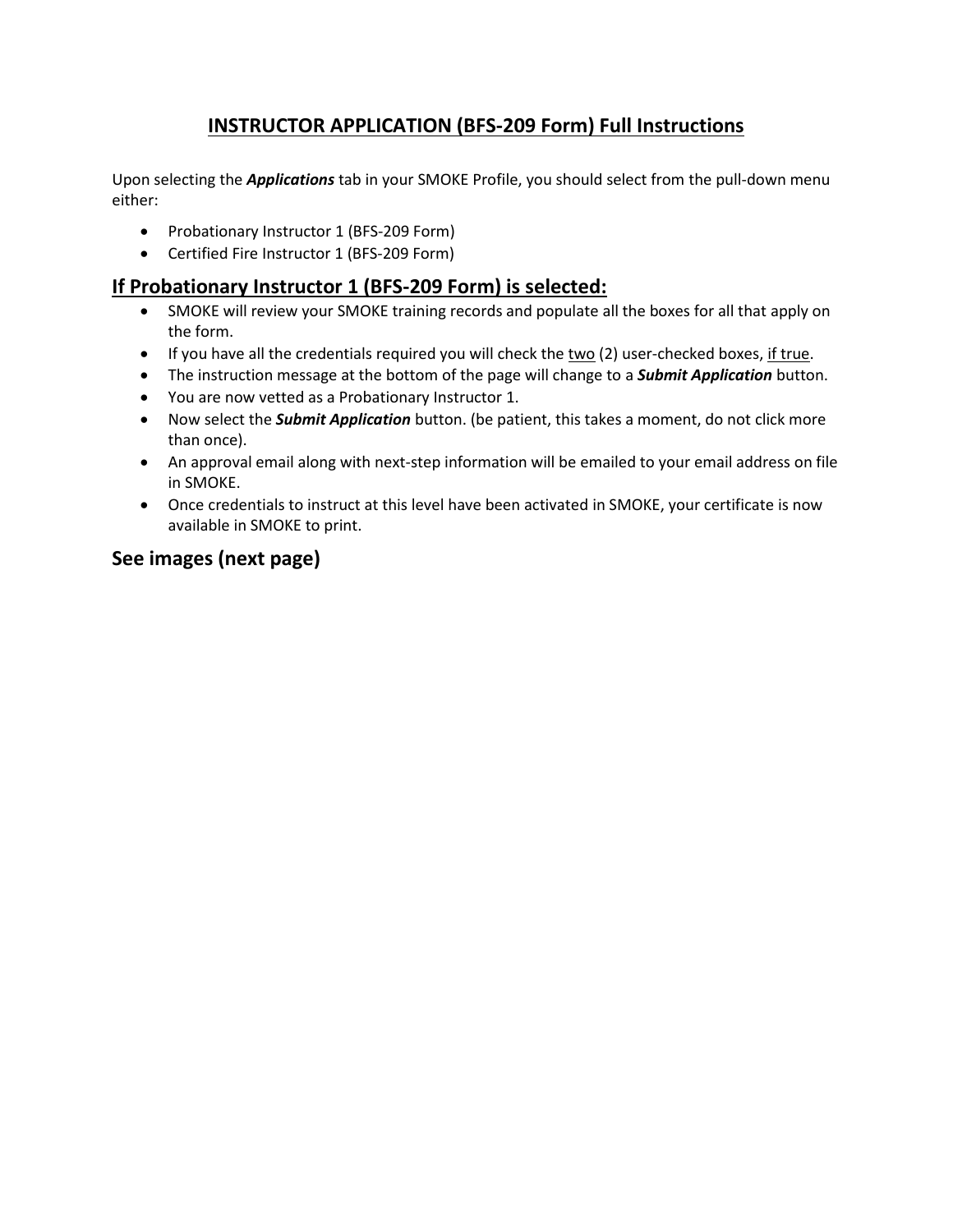# INSTRUCTOR APPLICATION (BFS-209 Form) Full Instructions

Upon selecting the ***Applications*** tab in your SMOKE Profile, you should select from the pull-down menu either:

- Probationary Instructor 1 (BFS-209 Form)
- Certified Fire Instructor 1 (BFS-209 Form)

## If Probationary Instructor 1 (BFS-209 Form) is selected:

- SMOKE will review your SMOKE training records and populate all the boxes for all that apply on the form.
- If you have all the credentials required you will check the two (2) user-checked boxes, if true.
- The instruction message at the bottom of the page will change to a ***Submit Application*** button.
- You are now vetted as a Probationary Instructor 1.
- Now select the ***Submit Application*** button. (be patient, this takes a moment, do not click more than once).
- An approval email along with next-step information will be emailed to your email address on file in SMOKE.
- Once credentials to instruct at this level have been activated in SMOKE, your certificate is now available in SMOKE to print.

## See images (next page)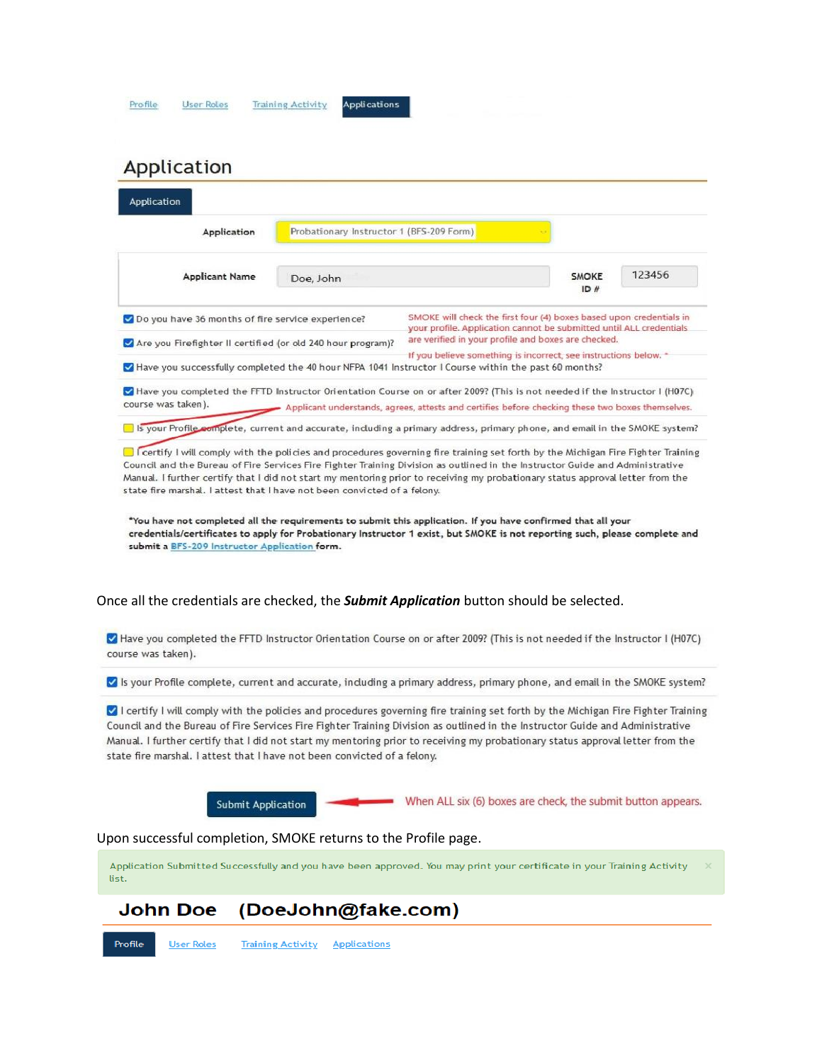Profile | User Roles | Training Activity | **Applications**

## Application

**Application**

**Application:** Probationary Instructor 1 (BFS-209 Form)

**Applicant Name:** Doe, John  **SMOKE ID #:** 123456

- [x] Do you have 36 months of fire service experience?
- [x] Are you Firefighter II certified (or old 240 hour program)?
- [x] Have you successfully completed the 40 hour NFPA 1041 Instructor I Course within the past 60 months?
- [x] Have you completed the FFTD Instructor Orientation Course on or after 2009? (This is not needed if the Instructor I (H07C) course was taken).
- [ ] Is your Profile complete, current and accurate, including a primary address, primary phone, and email in the SMOKE system?
- [ ] I certify I will comply with the policies and procedures governing fire training set forth by the Michigan Fire Fighter Training Council and the Bureau of Fire Services Fire Fighter Training Division as outlined in the Instructor Guide and Administrative Manual. I further certify that I did not start my mentoring prior to receiving my probationary status approval letter from the state fire marshal. I attest that I have not been convicted of a felony.

SMOKE will check the first four (4) boxes based upon credentials in your profile. Application cannot be submitted until ALL credentials are verified in your profile and boxes are checked.

If you believe something is incorrect, see instructions below. *

Applicant understands, agrees, attests and certifies before checking these two boxes themselves.

***You have not completed all the requirements to submit this application. If you have confirmed that all your credentials/certificates to apply for Probationary Instructor 1 exist, but SMOKE is not reporting such, please complete and submit a BFS-209 Instructor Application form.**

Once all the credentials are checked, the ***Submit Application*** button should be selected.

- [x] Have you completed the FFTD Instructor Orientation Course on or after 2009? (This is not needed if the Instructor I (H07C) course was taken).
- [x] Is your Profile complete, current and accurate, including a primary address, primary phone, and email in the SMOKE system?
- [x] I certify I will comply with the policies and procedures governing fire training set forth by the Michigan Fire Fighter Training Council and the Bureau of Fire Services Fire Fighter Training Division as outlined in the Instructor Guide and Administrative Manual. I further certify that I did not start my mentoring prior to receiving my probationary status approval letter from the state fire marshal. I attest that I have not been convicted of a felony.

**Submit Application** ← When ALL six (6) boxes are check, the submit button appears.

Upon successful completion, SMOKE returns to the Profile page.

Application Submitted Successfully and you have been approved. You may print your certificate in your Training Activity list.

**John Doe (DoeJohn@fake.com)**

**Profile** | User Roles | Training Activity | Applications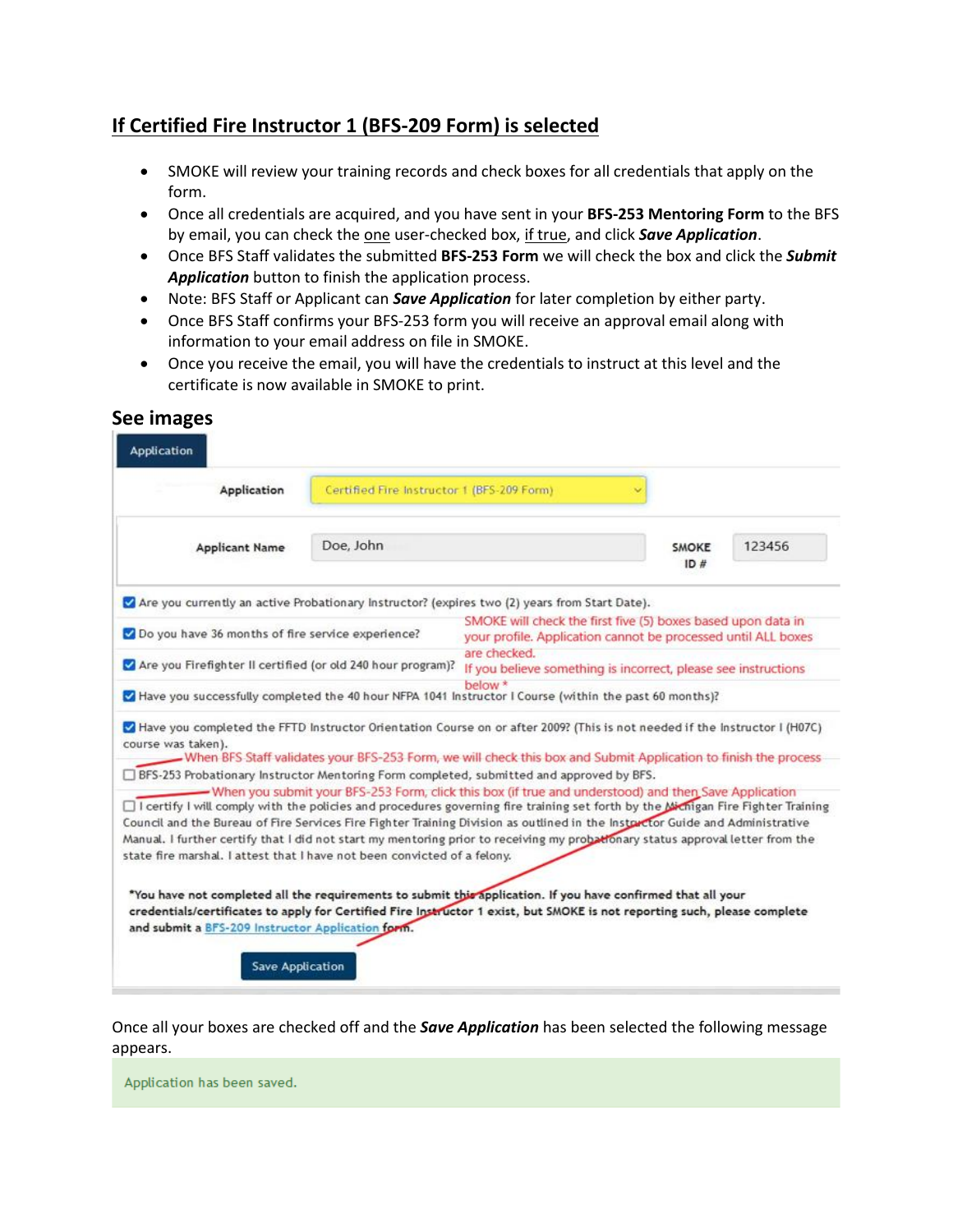## If Certified Fire Instructor 1 (BFS-209 Form) is selected

- SMOKE will review your training records and check boxes for all credentials that apply on the form.
- Once all credentials are acquired, and you have sent in your **BFS-253 Mentoring Form** to the BFS by email, you can check the one user-checked box, if true, and click ***Save Application***.
- Once BFS Staff validates the submitted **BFS-253 Form** we will check the box and click the ***Submit Application*** button to finish the application process.
- Note: BFS Staff or Applicant can ***Save Application*** for later completion by either party.
- Once BFS Staff confirms your BFS-253 form you will receive an approval email along with information to your email address on file in SMOKE.
- Once you receive the email, you will have the credentials to instruct at this level and the certificate is now available in SMOKE to print.

### See images

Application

Application: Certified Fire Instructor 1 (BFS-209 Form)

Applicant Name: Doe, John    SMOKE ID #: 123456

- [x] Are you currently an active Probationary Instructor? (expires two (2) years from Start Date).
- [x] Do you have 36 months of fire service experience?
- [x] Are you Firefighter II certified (or old 240 hour program)?
- [x] Have you successfully completed the 40 hour NFPA 1041 Instructor I Course (within the past 60 months)?
- [x] Have you completed the FFTD Instructor Orientation Course on or after 2009? (This is not needed if the Instructor I (H07C) course was taken).

SMOKE will check the first five (5) boxes based upon data in your profile. Application cannot be processed until ALL boxes are checked. If you believe something is incorrect, please see instructions below *

When BFS Staff validates your BFS-253 Form, we will check this box and Submit Application to finish the process

- [ ] BFS-253 Probationary Instructor Mentoring Form completed, submitted and approved by BFS.

When you submit your BFS-253 Form, click this box (if true and understood) and then Save Application

- [ ] I certify I will comply with the policies and procedures governing fire training set forth by the Michigan Fire Fighter Training Council and the Bureau of Fire Services Fire Fighter Training Division as outlined in the Instructor Guide and Administrative Manual. I further certify that I did not start my mentoring prior to receiving my probationary status approval letter from the state fire marshal. I attest that I have not been convicted of a felony.

*You have not completed all the requirements to submit this application. If you have confirmed that all your credentials/certificates to apply for Certified Fire Instructor 1 exist, but SMOKE is not reporting such, please complete and submit a BFS-209 Instructor Application form.

Save Application

Once all your boxes are checked off and the ***Save Application*** has been selected the following message appears.

Application has been saved.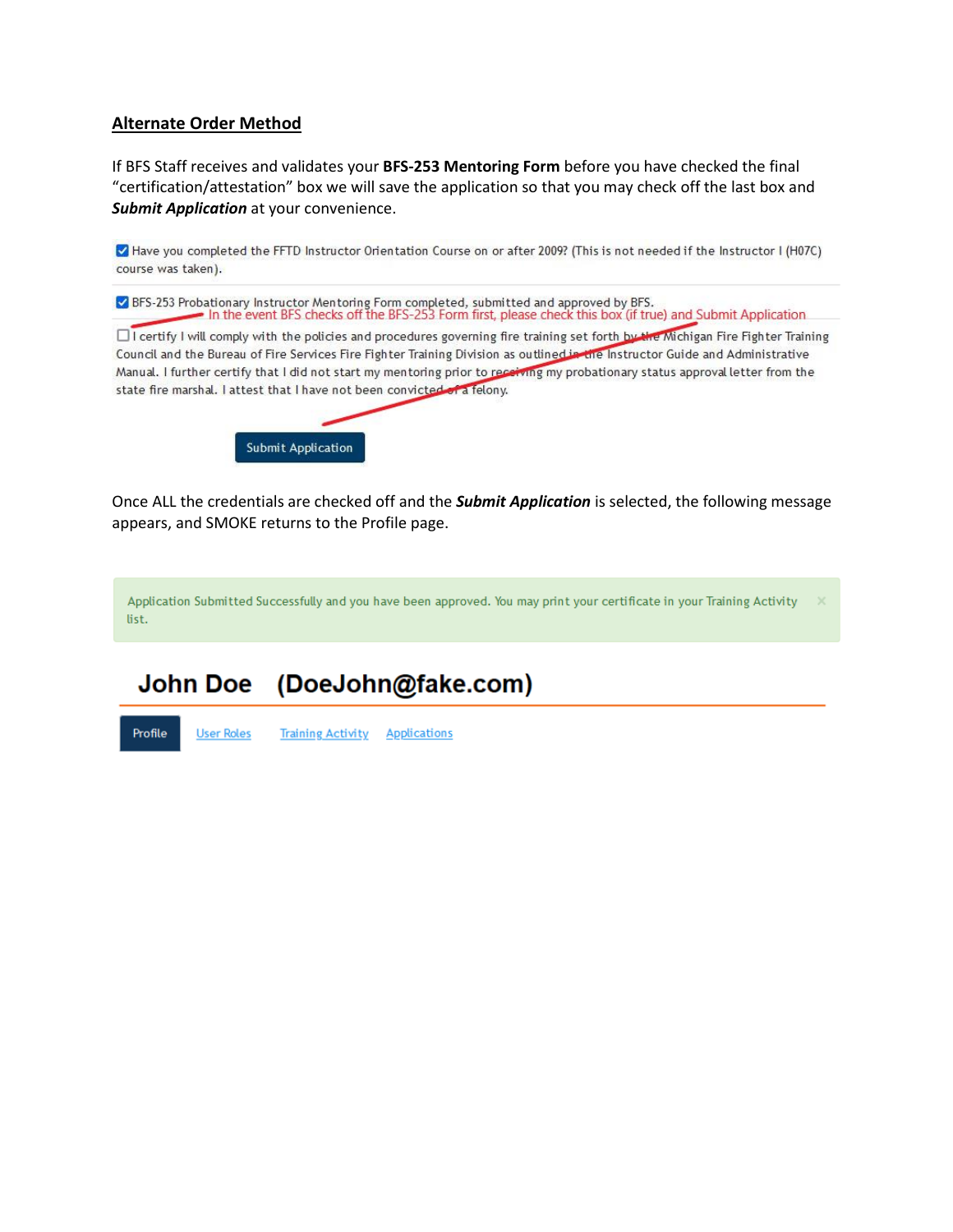**Alternate Order Method**

If BFS Staff receives and validates your **BFS-253 Mentoring Form** before you have checked the final "certification/attestation" box we will save the application so that you may check off the last box and ***Submit Application*** at your convenience.

☑ Have you completed the FFTD Instructor Orientation Course on or after 2009? (This is not needed if the Instructor I (H07C) course was taken).

☑ BFS-253 Probationary Instructor Mentoring Form completed, submitted and approved by BFS.

In the event BFS checks off the BFS-253 Form first, please check this box (if true) and Submit Application

☐ I certify I will comply with the policies and procedures governing fire training set forth by the Michigan Fire Fighter Training Council and the Bureau of Fire Services Fire Fighter Training Division as outlined in the Instructor Guide and Administrative Manual. I further certify that I did not start my mentoring prior to receiving my probationary status approval letter from the state fire marshal. I attest that I have not been convicted of a felony.

Submit Application

Once ALL the credentials are checked off and the ***Submit Application*** is selected, the following message appears, and SMOKE returns to the Profile page.

Application Submitted Successfully and you have been approved. You may print your certificate in your Training Activity list.

**John Doe (DoeJohn@fake.com)**

Profile | User Roles | Training Activity | Applications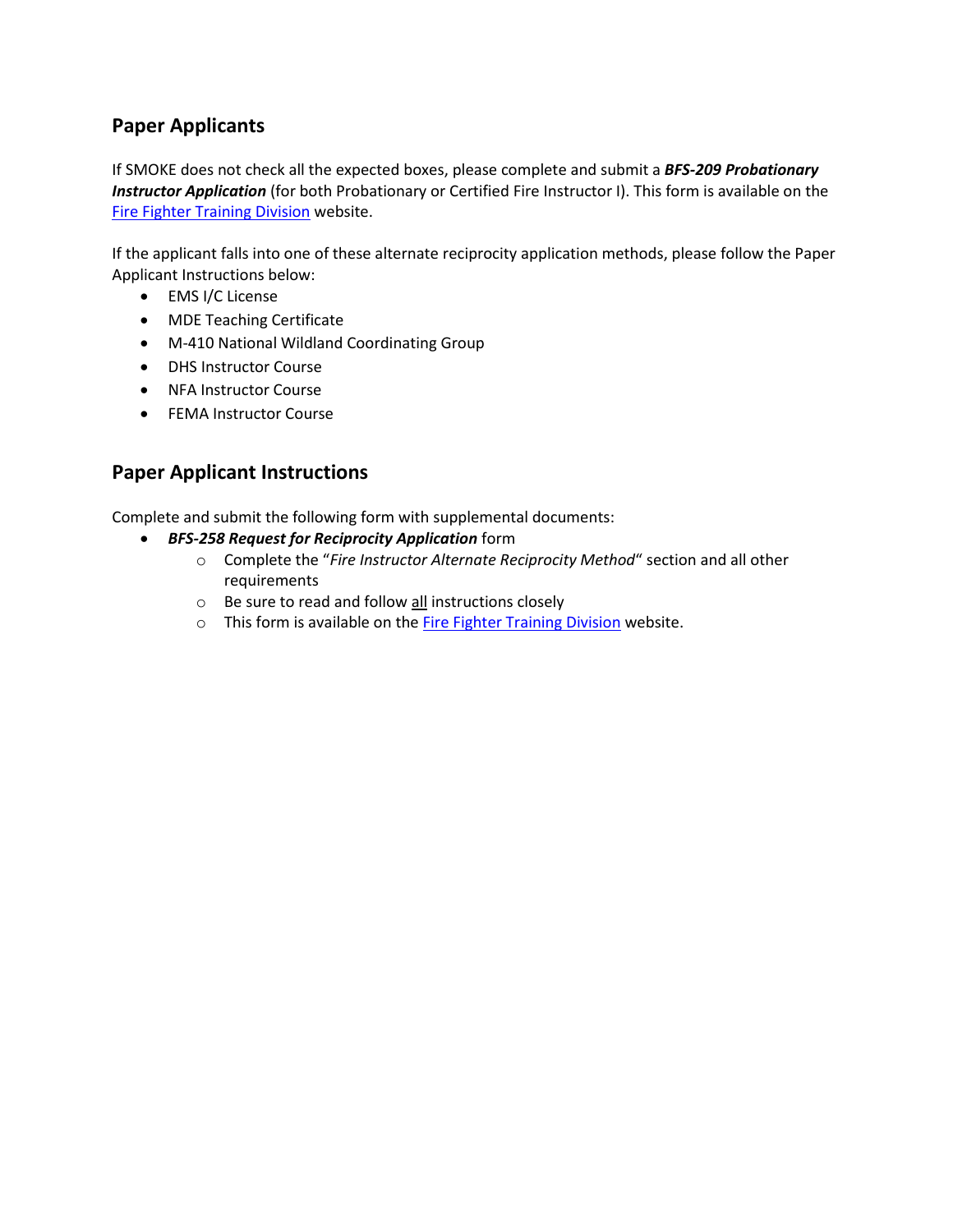## Paper Applicants

If SMOKE does not check all the expected boxes, please complete and submit a ***BFS-209 Probationary Instructor Application*** (for both Probationary or Certified Fire Instructor I). This form is available on the [Fire Fighter Training Division]() website.

If the applicant falls into one of these alternate reciprocity application methods, please follow the Paper Applicant Instructions below:

- EMS I/C License
- MDE Teaching Certificate
- M-410 National Wildland Coordinating Group
- DHS Instructor Course
- NFA Instructor Course
- FEMA Instructor Course

## Paper Applicant Instructions

Complete and submit the following form with supplemental documents:

- ***BFS-258 Request for Reciprocity Application*** form
  - Complete the "*Fire Instructor Alternate Reciprocity Method*" section and all other requirements
  - Be sure to read and follow <u>all</u> instructions closely
  - This form is available on the [Fire Fighter Training Division]() website.